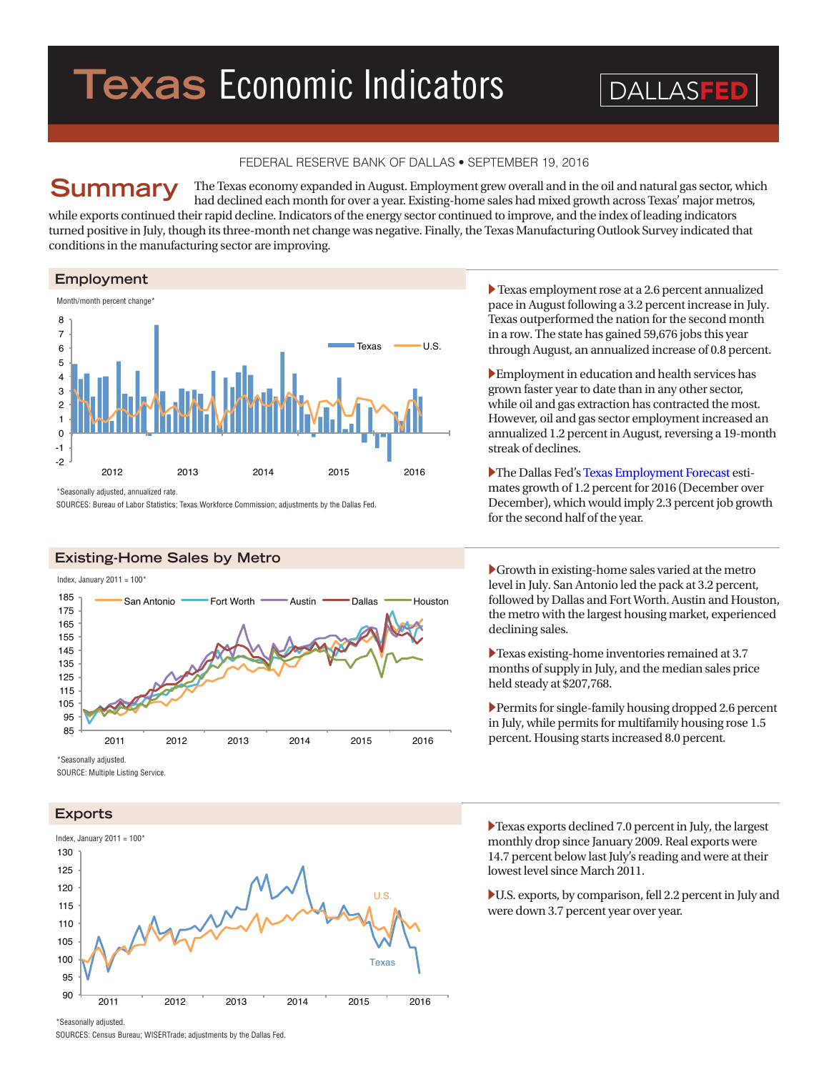# Texas Economic Indicators

DALLASFED

FEDERAL RESERVE BANK OF DALLAS • SEPTEMBER 19, 2016

## Summary

The Texas economy expanded in August. Employment grew overall and in the oil and natural gas sector, which had declined each month for over a year. Existing-home sales had mixed growth across Texas' major metros, while exports continued their rapid decline. Indicators of the energy sector continued to improve, and the index of leading indicators turned positive in July, though its three-month net change was negative. Finally, the Texas Manufacturing Outlook Survey indicated that conditions in the manufacturing sector are improving.

## Employment

Month/month percent change*

*Seasonally adjusted, annualized rate.
SOURCES: Bureau of Labor Statistics; Texas Workforce Commission; adjustments by the Dallas Fed.

- Texas employment rose at a 2.6 percent annualized pace in August following a 3.2 percent increase in July. Texas outperformed the nation for the second month in a row. The state has gained 59,676 jobs this year through August, an annualized increase of 0.8 percent.
- Employment in education and health services has grown faster year to date than in any other sector, while oil and gas extraction has contracted the most. However, oil and gas sector employment increased an annualized 1.2 percent in August, reversing a 19-month streak of declines.
- The Dallas Fed's Texas Employment Forecast estimates growth of 1.2 percent for 2016 (December over December), which would imply 2.3 percent job growth for the second half of the year.

## Existing-Home Sales by Metro

Index, January 2011 = 100*

*Seasonally adjusted.
SOURCE: Multiple Listing Service.

- Growth in existing-home sales varied at the metro level in July. San Antonio led the pack at 3.2 percent, followed by Dallas and Fort Worth. Austin and Houston, the metro with the largest housing market, experienced declining sales.
- Texas existing-home inventories remained at 3.7 months of supply in July, and the median sales price held steady at $207,768.
- Permits for single-family housing dropped 2.6 percent in July, while permits for multifamily housing rose 1.5 percent. Housing starts increased 8.0 percent.

## Exports

Index, January 2011 = 100*

*Seasonally adjusted.
SOURCES: Census Bureau; WISERTrade; adjustments by the Dallas Fed.

- Texas exports declined 7.0 percent in July, the largest monthly drop since January 2009. Real exports were 14.7 percent below last July's reading and were at their lowest level since March 2011.
- U.S. exports, by comparison, fell 2.2 percent in July and were down 3.7 percent year over year.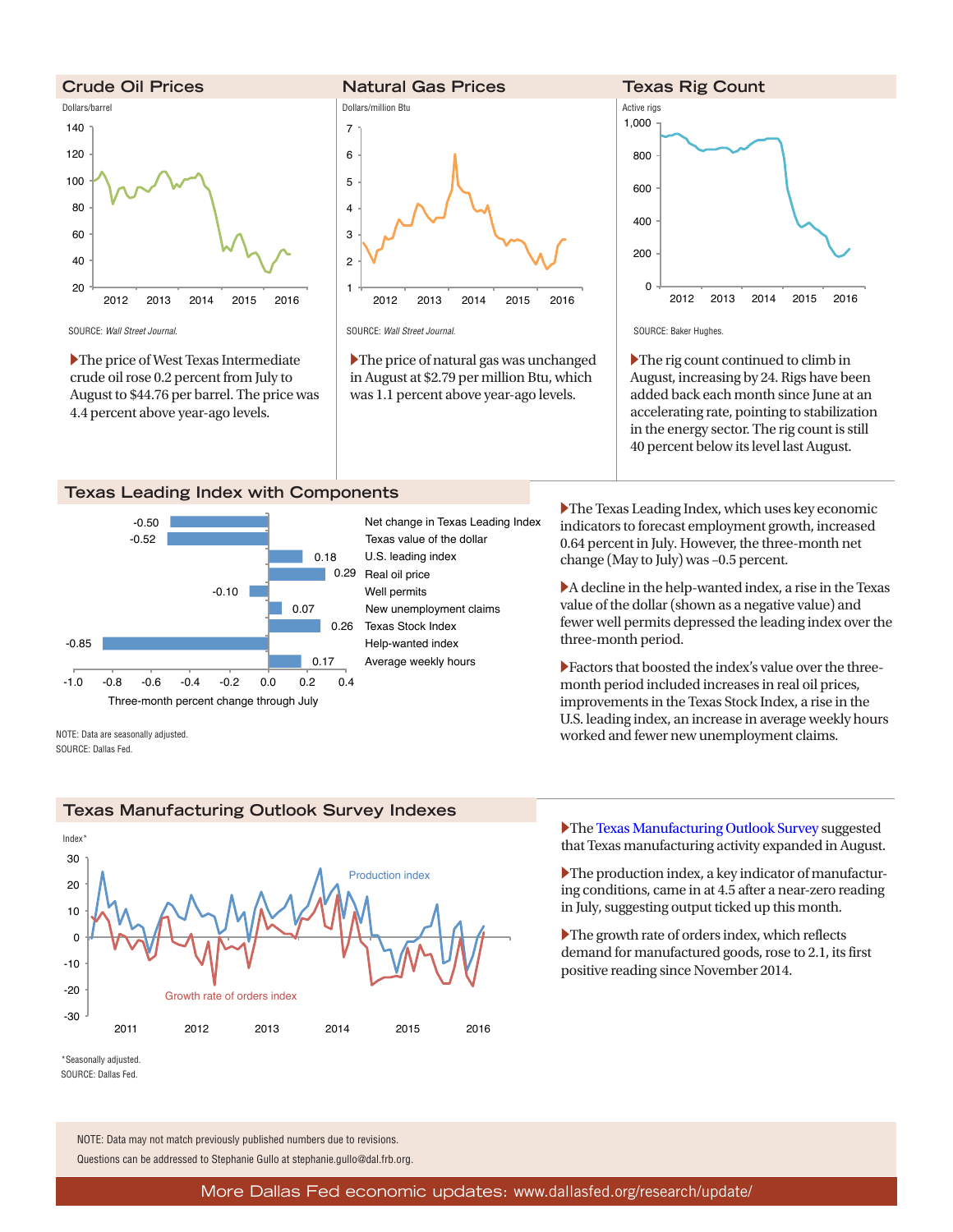## Crude Oil Prices

Dollars/barrel

140
120
100
80
60
40
20

2012 2013 2014 2015 2016

SOURCE: *Wall Street Journal.*

▶The price of West Texas Intermediate crude oil rose 0.2 percent from July to August to $44.76 per barrel. The price was 4.4 percent above year-ago levels.

## Natural Gas Prices

Dollars/million Btu

7
6
5
4
3
2
1

2012 2013 2014 2015 2016

SOURCE: *Wall Street Journal.*

▶The price of natural gas was unchanged in August at $2.79 per million Btu, which was 1.1 percent above year-ago levels.

## Texas Rig Count

Active rigs

1,000
800
600
400
200
0

2012 2013 2014 2015 2016

SOURCE: Baker Hughes.

▶The rig count continued to climb in August, increasing by 24. Rigs have been added back each month since June at an accelerating rate, pointing to stabilization in the energy sector. The rig count is still 40 percent below its level last August.

## Texas Leading Index with Components

-0.50 Net change in Texas Leading Index
-0.52 Texas value of the dollar
0.18 U.S. leading index
0.29 Real oil price
-0.10 Well permits
0.07 New unemployment claims
0.26 Texas Stock Index
-0.85 Help-wanted index
0.17 Average weekly hours

-1.0 -0.8 -0.6 -0.4 -0.2 0.0 0.2 0.4

Three-month percent change through July

NOTE: Data are seasonally adjusted.
SOURCE: Dallas Fed.

▶The Texas Leading Index, which uses key economic indicators to forecast employment growth, increased 0.64 percent in July. However, the three-month net change (May to July) was –0.5 percent.

▶A decline in the help-wanted index, a rise in the Texas value of the dollar (shown as a negative value) and fewer well permits depressed the leading index over the three-month period.

▶Factors that boosted the index's value over the three-month period included increases in real oil prices, improvements in the Texas Stock Index, a rise in the U.S. leading index, an increase in average weekly hours worked and fewer new unemployment claims.

## Texas Manufacturing Outlook Survey Indexes

Index*

30
20
10
0
-10
-20
-30

Production index

Growth rate of orders index

2011 2012 2013 2014 2015 2016

*Seasonally adjusted.
SOURCE: Dallas Fed.

▶The Texas Manufacturing Outlook Survey suggested that Texas manufacturing activity expanded in August.

▶The production index, a key indicator of manufacturing conditions, came in at 4.5 after a near-zero reading in July, suggesting output ticked up this month.

▶The growth rate of orders index, which reflects demand for manufactured goods, rose to 2.1, its first positive reading since November 2014.

NOTE: Data may not match previously published numbers due to revisions.
Questions can be addressed to Stephanie Gullo at stephanie.gullo@dal.frb.org.

More Dallas Fed economic updates: www.dallasfed.org/research/update/